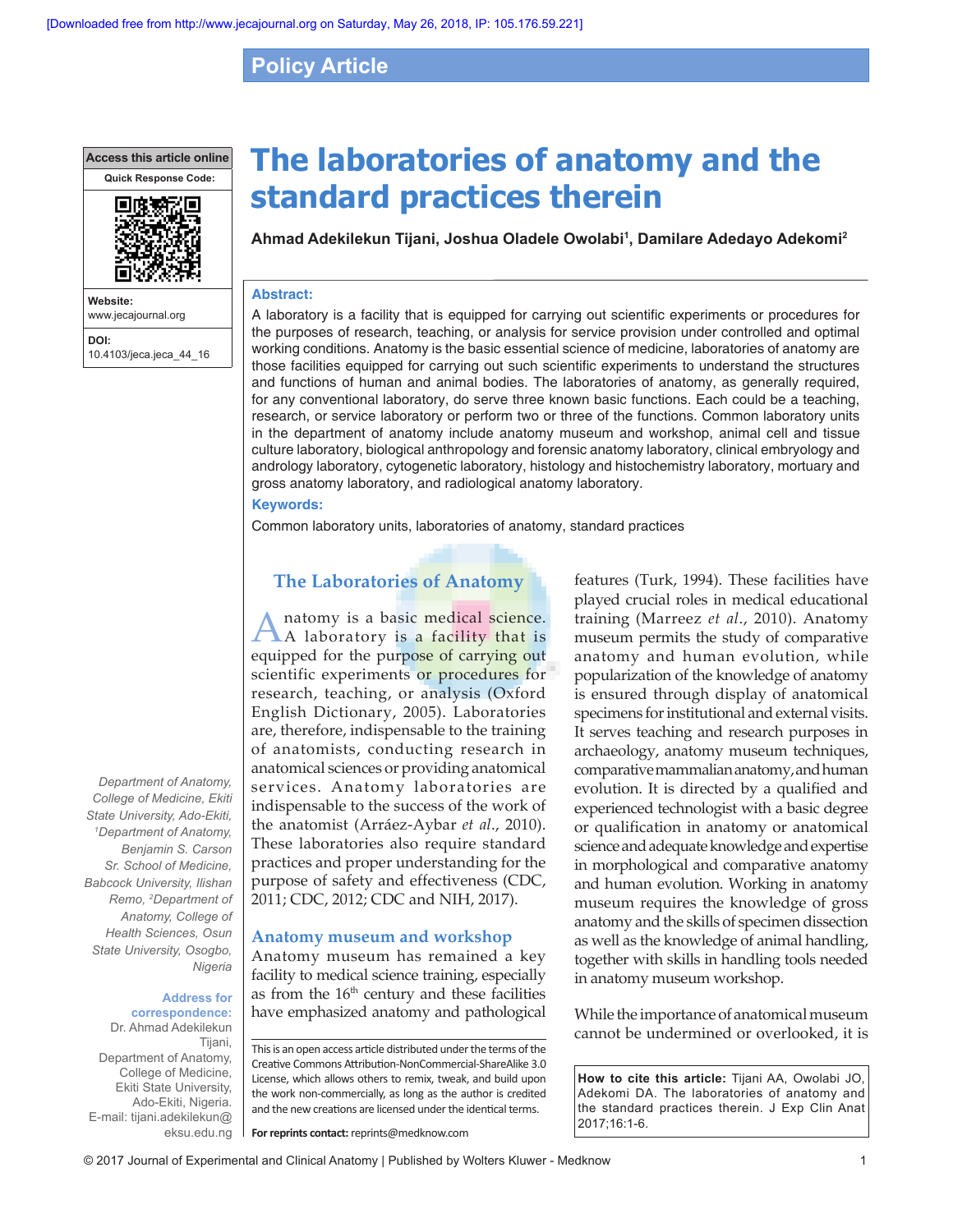Policy Article

# The laboratories of anatomy and the standard practices therein

**Ahmad Adekilekun Tijani, Joshua Oladele Owolabi[1], Damilare Adedayo Adekomi[2]**

Department of Anatomy, College of Medicine, Ekiti State University, Ado-Ekiti, [1]Department of Anatomy, Benjamin S. Carson Sr. School of Medicine, Babcock University, Ilishan Remo, [2]Department of Anatomy, College of Health Sciences, Osun State University, Osogbo, Nigeria

**Address for correspondence:** Dr. Ahmad Adekilekun Tijani, Department of Anatomy, College of Medicine, Ekiti State University, Ado-Ekiti, Nigeria. E-mail: tijani.adekilekun@eksu.edu.ng

**Access this article online**

**Website:** www.jecajournal.org

**DOI:** 10.4103/jeca.jeca_44_16

## Abstract:

A laboratory is a facility that is equipped for carrying out scientific experiments or procedures for the purposes of research, teaching, or analysis for service provision under controlled and optimal working conditions. Anatomy is the basic essential science of medicine, laboratories of anatomy are those facilities equipped for carrying out such scientific experiments to understand the structures and functions of human and animal bodies. The laboratories of anatomy, as generally required, for any conventional laboratory, do serve three known basic functions. Each could be a teaching, research, or service laboratory or perform two or three of the functions. Common laboratory units in the department of anatomy include anatomy museum and workshop, animal cell and tissue culture laboratory, biological anthropology and forensic anatomy laboratory, clinical embryology and andrology laboratory, cytogenetic laboratory, histology and histochemistry laboratory, mortuary and gross anatomy laboratory, and radiological anatomy laboratory.

## Keywords:

Common laboratory units, laboratories of anatomy, standard practices

## The Laboratories of Anatomy

Anatomy is a basic medical science. A laboratory is a facility that is equipped for the purpose of carrying out scientific experiments or procedures for research, teaching, or analysis (Oxford English Dictionary, 2005). Laboratories are, therefore, indispensable to the training of anatomists, conducting research in anatomical sciences or providing anatomical services. Anatomy laboratories are indispensable to the success of the work of the anatomist (Arráez-Aybar *et al*., 2010). These laboratories also require standard practices and proper understanding for the purpose of safety and effectiveness (CDC, 2011; CDC, 2012; CDC and NIH, 2017).

## Anatomy museum and workshop

Anatomy museum has remained a key facility to medical science training, especially as from the 16th century and these facilities have emphasized anatomy and pathological features (Turk, 1994). These facilities have played crucial roles in medical educational training (Marreez *et al*., 2010). Anatomy museum permits the study of comparative anatomy and human evolution, while popularization of the knowledge of anatomy is ensured through display of anatomical specimens for institutional and external visits. It serves teaching and research purposes in archaeology, anatomy museum techniques, comparative mammalian anatomy, and human evolution. It is directed by a qualified and experienced technologist with a basic degree or qualification in anatomy or anatomical science and adequate knowledge and expertise in morphological and comparative anatomy and human evolution. Working in anatomy museum requires the knowledge of gross anatomy and the skills of specimen dissection as well as the knowledge of animal handling, together with skills in handling tools needed in anatomy museum workshop.

While the importance of anatomical museum cannot be undermined or overlooked, it is

This is an open access article distributed under the terms of the Creative Commons Attribution-NonCommercial-ShareAlike 3.0 License, which allows others to remix, tweak, and build upon the work non-commercially, as long as the author is credited and the new creations are licensed under the identical terms.

**For reprints contact:** reprints@medknow.com

**How to cite this article:** Tijani AA, Owolabi JO, Adekomi DA. The laboratories of anatomy and the standard practices therein. J Exp Clin Anat 2017;16:1-6.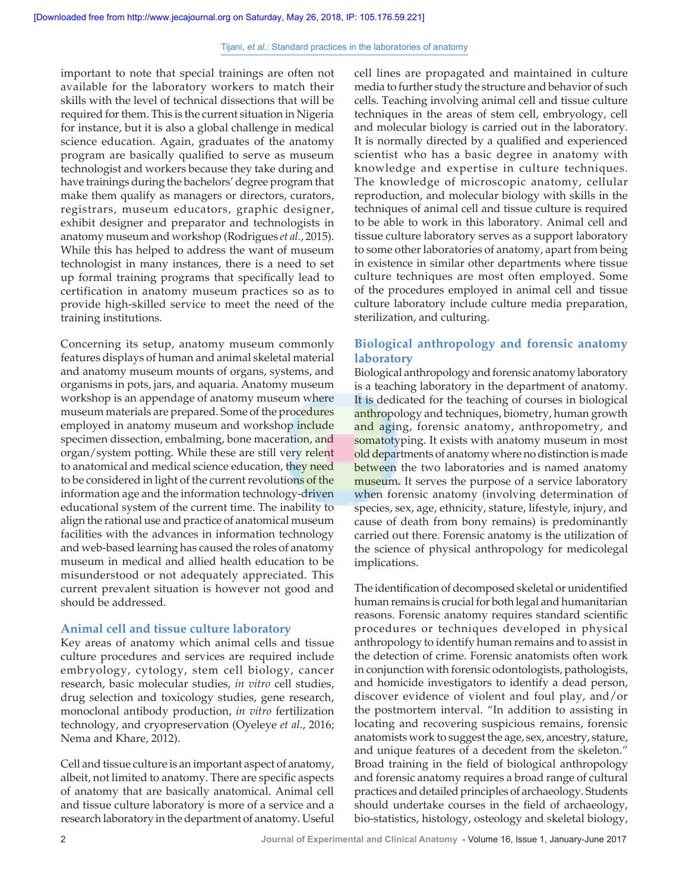important to note that special trainings are often not available for the laboratory workers to match their skills with the level of technical dissections that will be required for them. This is the current situation in Nigeria for instance, but it is also a global challenge in medical science education. Again, graduates of the anatomy program are basically qualified to serve as museum technologist and workers because they take during and have trainings during the bachelors' degree program that make them qualify as managers or directors, curators, registrars, museum educators, graphic designer, exhibit designer and preparator and technologists in anatomy museum and workshop (Rodrigues *et al.*, 2015). While this has helped to address the want of museum technologist in many instances, there is a need to set up formal training programs that specifically lead to certification in anatomy museum practices so as to provide high-skilled service to meet the need of the training institutions.

Concerning its setup, anatomy museum commonly features displays of human and animal skeletal material and anatomy museum mounts of organs, systems, and organisms in pots, jars, and aquaria. Anatomy museum workshop is an appendage of anatomy museum where museum materials are prepared. Some of the procedures employed in anatomy museum and workshop include specimen dissection, embalming, bone maceration, and organ/system potting. While these are still very relent to anatomical and medical science education, they need to be considered in light of the current revolutions of the information age and the information technology-driven educational system of the current time. The inability to align the rational use and practice of anatomical museum facilities with the advances in information technology and web-based learning has caused the roles of anatomy museum in medical and allied health education to be misunderstood or not adequately appreciated. This current prevalent situation is however not good and should be addressed.

## Animal cell and tissue culture laboratory

Key areas of anatomy which animal cells and tissue culture procedures and services are required include embryology, cytology, stem cell biology, cancer research, basic molecular studies, *in vitro* cell studies, drug selection and toxicology studies, gene research, monoclonal antibody production, *in vitro* fertilization technology, and cryopreservation (Oyeleye *et al.*, 2016; Nema and Khare, 2012).

Cell and tissue culture is an important aspect of anatomy, albeit, not limited to anatomy. There are specific aspects of anatomy that are basically anatomical. Animal cell and tissue culture laboratory is more of a service and a research laboratory in the department of anatomy. Useful cell lines are propagated and maintained in culture media to further study the structure and behavior of such cells. Teaching involving animal cell and tissue culture techniques in the areas of stem cell, embryology, cell and molecular biology is carried out in the laboratory. It is normally directed by a qualified and experienced scientist who has a basic degree in anatomy with knowledge and expertise in culture techniques. The knowledge of microscopic anatomy, cellular reproduction, and molecular biology with skills in the techniques of animal cell and tissue culture is required to be able to work in this laboratory. Animal cell and tissue culture laboratory serves as a support laboratory to some other laboratories of anatomy, apart from being in existence in similar other departments where tissue culture techniques are most often employed. Some of the procedures employed in animal cell and tissue culture laboratory include culture media preparation, sterilization, and culturing.

## Biological anthropology and forensic anatomy laboratory

Biological anthropology and forensic anatomy laboratory is a teaching laboratory in the department of anatomy. It is dedicated for the teaching of courses in biological anthropology and techniques, biometry, human growth and aging, forensic anatomy, anthropometry, and somatotyping. It exists with anatomy museum in most old departments of anatomy where no distinction is made between the two laboratories and is named anatomy museum. It serves the purpose of a service laboratory when forensic anatomy (involving determination of species, sex, age, ethnicity, stature, lifestyle, injury, and cause of death from bony remains) is predominantly carried out there. Forensic anatomy is the utilization of the science of physical anthropology for medicolegal implications.

The identification of decomposed skeletal or unidentified human remains is crucial for both legal and humanitarian reasons. Forensic anatomy requires standard scientific procedures or techniques developed in physical anthropology to identify human remains and to assist in the detection of crime. Forensic anatomists often work in conjunction with forensic odontologists, pathologists, and homicide investigators to identify a dead person, discover evidence of violent and foul play, and/or the postmortem interval. "In addition to assisting in locating and recovering suspicious remains, forensic anatomists work to suggest the age, sex, ancestry, stature, and unique features of a decedent from the skeleton." Broad training in the field of biological anthropology and forensic anatomy requires a broad range of cultural practices and detailed principles of archaeology. Students should undertake courses in the field of archaeology, bio-statistics, histology, osteology and skeletal biology,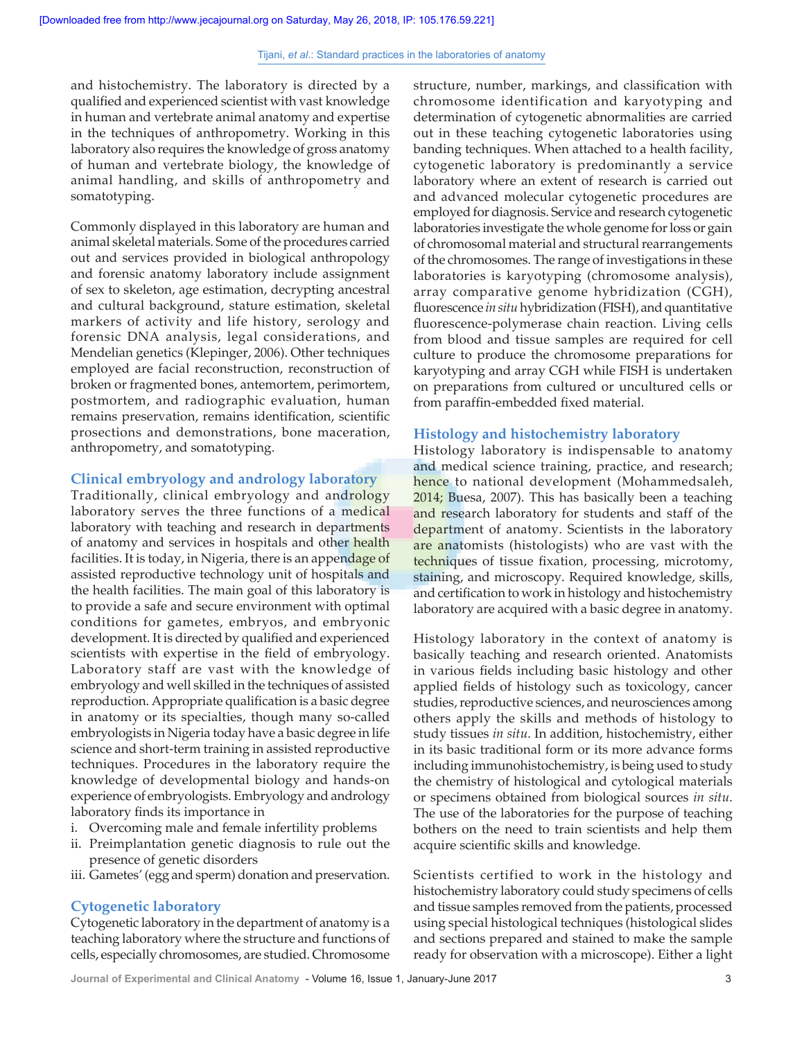and histochemistry. The laboratory is directed by a qualified and experienced scientist with vast knowledge in human and vertebrate animal anatomy and expertise in the techniques of anthropometry. Working in this laboratory also requires the knowledge of gross anatomy of human and vertebrate biology, the knowledge of animal handling, and skills of anthropometry and somatotyping.

Commonly displayed in this laboratory are human and animal skeletal materials. Some of the procedures carried out and services provided in biological anthropology and forensic anatomy laboratory include assignment of sex to skeleton, age estimation, decrypting ancestral and cultural background, stature estimation, skeletal markers of activity and life history, serology and forensic DNA analysis, legal considerations, and Mendelian genetics (Klepinger, 2006). Other techniques employed are facial reconstruction, reconstruction of broken or fragmented bones, antemortem, perimortem, postmortem, and radiographic evaluation, human remains preservation, remains identification, scientific prosections and demonstrations, bone maceration, anthropometry, and somatotyping.

## Clinical embryology and andrology laboratory

Traditionally, clinical embryology and andrology laboratory serves the three functions of a medical laboratory with teaching and research in departments of anatomy and services in hospitals and other health facilities. It is today, in Nigeria, there is an appendage of assisted reproductive technology unit of hospitals and the health facilities. The main goal of this laboratory is to provide a safe and secure environment with optimal conditions for gametes, embryos, and embryonic development. It is directed by qualified and experienced scientists with expertise in the field of embryology. Laboratory staff are vast with the knowledge of embryology and well skilled in the techniques of assisted reproduction. Appropriate qualification is a basic degree in anatomy or its specialties, though many so-called embryologists in Nigeria today have a basic degree in life science and short-term training in assisted reproductive techniques. Procedures in the laboratory require the knowledge of developmental biology and hands-on experience of embryologists. Embryology and andrology laboratory finds its importance in

i. Overcoming male and female infertility problems
ii. Preimplantation genetic diagnosis to rule out the presence of genetic disorders
iii. Gametes' (egg and sperm) donation and preservation.

## Cytogenetic laboratory

Cytogenetic laboratory in the department of anatomy is a teaching laboratory where the structure and functions of cells, especially chromosomes, are studied. Chromosome structure, number, markings, and classification with chromosome identification and karyotyping and determination of cytogenetic abnormalities are carried out in these teaching cytogenetic laboratories using banding techniques. When attached to a health facility, cytogenetic laboratory is predominantly a service laboratory where an extent of research is carried out and advanced molecular cytogenetic procedures are employed for diagnosis. Service and research cytogenetic laboratories investigate the whole genome for loss or gain of chromosomal material and structural rearrangements of the chromosomes. The range of investigations in these laboratories is karyotyping (chromosome analysis), array comparative genome hybridization (CGH), fluorescence *in situ* hybridization (FISH), and quantitative fluorescence-polymerase chain reaction. Living cells from blood and tissue samples are required for cell culture to produce the chromosome preparations for karyotyping and array CGH while FISH is undertaken on preparations from cultured or uncultured cells or from paraffin-embedded fixed material.

## Histology and histochemistry laboratory

Histology laboratory is indispensable to anatomy and medical science training, practice, and research; hence to national development (Mohammedsaleh, 2014; Buesa, 2007). This has basically been a teaching and research laboratory for students and staff of the department of anatomy. Scientists in the laboratory are anatomists (histologists) who are vast with the techniques of tissue fixation, processing, microtomy, staining, and microscopy. Required knowledge, skills, and certification to work in histology and histochemistry laboratory are acquired with a basic degree in anatomy.

Histology laboratory in the context of anatomy is basically teaching and research oriented. Anatomists in various fields including basic histology and other applied fields of histology such as toxicology, cancer studies, reproductive sciences, and neurosciences among others apply the skills and methods of histology to study tissues *in situ*. In addition, histochemistry, either in its basic traditional form or its more advance forms including immunohistochemistry, is being used to study the chemistry of histological and cytological materials or specimens obtained from biological sources *in situ*. The use of the laboratories for the purpose of teaching bothers on the need to train scientists and help them acquire scientific skills and knowledge.

Scientists certified to work in the histology and histochemistry laboratory could study specimens of cells and tissue samples removed from the patients, processed using special histological techniques (histological slides and sections prepared and stained to make the sample ready for observation with a microscope). Either a light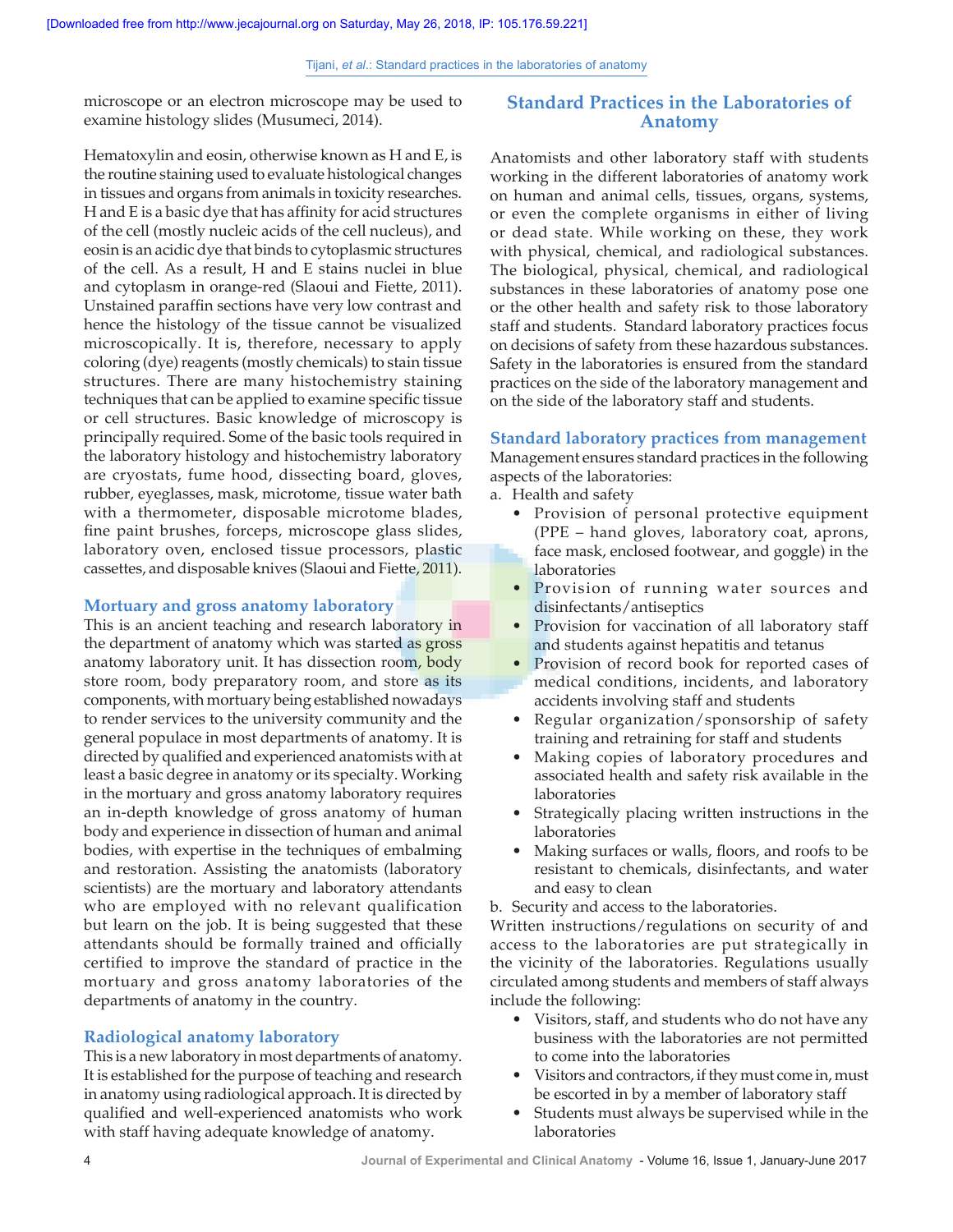microscope or an electron microscope may be used to examine histology slides (Musumeci, 2014).

Hematoxylin and eosin, otherwise known as H and E, is the routine staining used to evaluate histological changes in tissues and organs from animals in toxicity researches. H and E is a basic dye that has affinity for acid structures of the cell (mostly nucleic acids of the cell nucleus), and eosin is an acidic dye that binds to cytoplasmic structures of the cell. As a result, H and E stains nuclei in blue and cytoplasm in orange-red (Slaoui and Fiette, 2011). Unstained paraffin sections have very low contrast and hence the histology of the tissue cannot be visualized microscopically. It is, therefore, necessary to apply coloring (dye) reagents (mostly chemicals) to stain tissue structures. There are many histochemistry staining techniques that can be applied to examine specific tissue or cell structures. Basic knowledge of microscopy is principally required. Some of the basic tools required in the laboratory histology and histochemistry laboratory are cryostats, fume hood, dissecting board, gloves, rubber, eyeglasses, mask, microtome, tissue water bath with a thermometer, disposable microtome blades, fine paint brushes, forceps, microscope glass slides, laboratory oven, enclosed tissue processors, plastic cassettes, and disposable knives (Slaoui and Fiette, 2011).

### Mortuary and gross anatomy laboratory

This is an ancient teaching and research laboratory in the department of anatomy which was started as gross anatomy laboratory unit. It has dissection room, body store room, body preparatory room, and store as its components, with mortuary being established nowadays to render services to the university community and the general populace in most departments of anatomy. It is directed by qualified and experienced anatomists with at least a basic degree in anatomy or its specialty. Working in the mortuary and gross anatomy laboratory requires an in-depth knowledge of gross anatomy of human body and experience in dissection of human and animal bodies, with expertise in the techniques of embalming and restoration. Assisting the anatomists (laboratory scientists) are the mortuary and laboratory attendants who are employed with no relevant qualification but learn on the job. It is being suggested that these attendants should be formally trained and officially certified to improve the standard of practice in the mortuary and gross anatomy laboratories of the departments of anatomy in the country.

### Radiological anatomy laboratory

This is a new laboratory in most departments of anatomy. It is established for the purpose of teaching and research in anatomy using radiological approach. It is directed by qualified and well-experienced anatomists who work with staff having adequate knowledge of anatomy.

## Standard Practices in the Laboratories of Anatomy

Anatomists and other laboratory staff with students working in the different laboratories of anatomy work on human and animal cells, tissues, organs, systems, or even the complete organisms in either of living or dead state. While working on these, they work with physical, chemical, and radiological substances. The biological, physical, chemical, and radiological substances in these laboratories of anatomy pose one or the other health and safety risk to those laboratory staff and students. Standard laboratory practices focus on decisions of safety from these hazardous substances. Safety in the laboratories is ensured from the standard practices on the side of the laboratory management and on the side of the laboratory staff and students.

### Standard laboratory practices from management

Management ensures standard practices in the following aspects of the laboratories:

a. Health and safety
   - Provision of personal protective equipment (PPE – hand gloves, laboratory coat, aprons, face mask, enclosed footwear, and goggle) in the laboratories
   - Provision of running water sources and disinfectants/antiseptics
   - Provision for vaccination of all laboratory staff and students against hepatitis and tetanus
   - Provision of record book for reported cases of medical conditions, incidents, and laboratory accidents involving staff and students
   - Regular organization/sponsorship of safety training and retraining for staff and students
   - Making copies of laboratory procedures and associated health and safety risk available in the laboratories
   - Strategically placing written instructions in the laboratories
   - Making surfaces or walls, floors, and roofs to be resistant to chemicals, disinfectants, and water and easy to clean

b. Security and access to the laboratories.

Written instructions/regulations on security of and access to the laboratories are put strategically in the vicinity of the laboratories. Regulations usually circulated among students and members of staff always include the following:

- Visitors, staff, and students who do not have any business with the laboratories are not permitted to come into the laboratories
- Visitors and contractors, if they must come in, must be escorted in by a member of laboratory staff
- Students must always be supervised while in the laboratories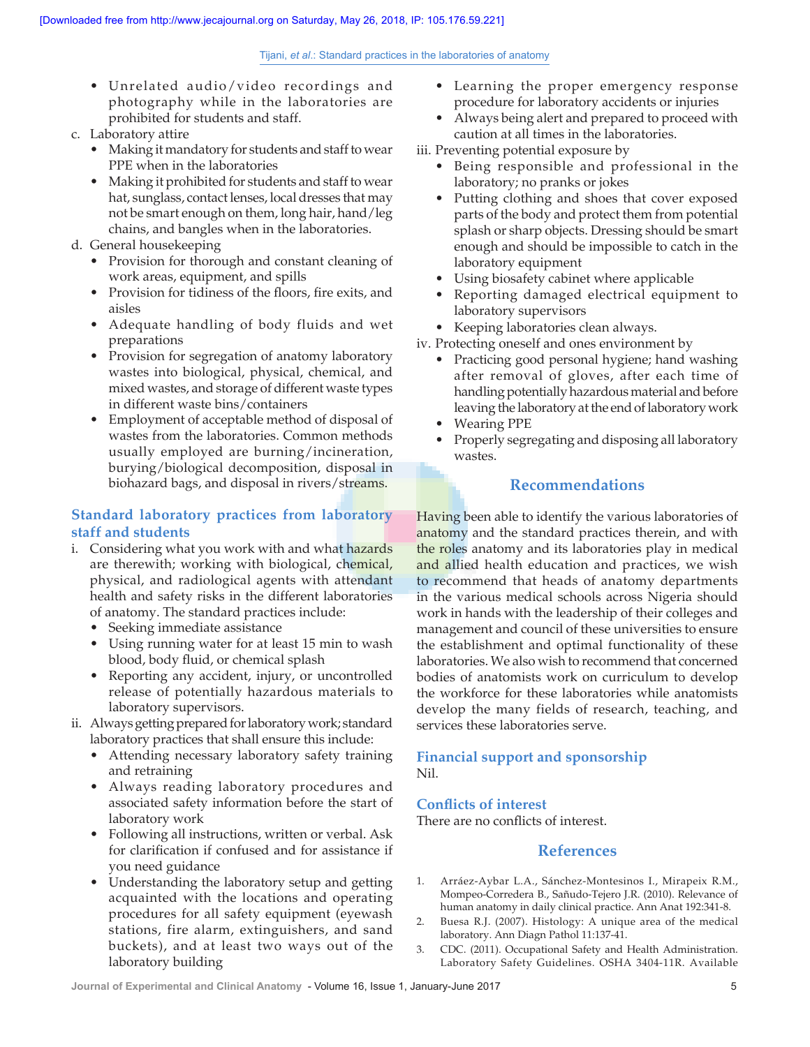- Unrelated audio/video recordings and photography while in the laboratories are prohibited for students and staff.

c. Laboratory attire
   - Making it mandatory for students and staff to wear PPE when in the laboratories
   - Making it prohibited for students and staff to wear hat, sunglass, contact lenses, local dresses that may not be smart enough on them, long hair, hand/leg chains, and bangles when in the laboratories.

d. General housekeeping
   - Provision for thorough and constant cleaning of work areas, equipment, and spills
   - Provision for tidiness of the floors, fire exits, and aisles
   - Adequate handling of body fluids and wet preparations
   - Provision for segregation of anatomy laboratory wastes into biological, physical, chemical, and mixed wastes, and storage of different waste types in different waste bins/containers
   - Employment of acceptable method of disposal of wastes from the laboratories. Common methods usually employed are burning/incineration, burying/biological decomposition, disposal in biohazard bags, and disposal in rivers/streams.

## Standard laboratory practices from laboratory staff and students

i. Considering what you work with and what hazards are therewith; working with biological, chemical, physical, and radiological agents with attendant health and safety risks in the different laboratories of anatomy. The standard practices include:
   - Seeking immediate assistance
   - Using running water for at least 15 min to wash blood, body fluid, or chemical splash
   - Reporting any accident, injury, or uncontrolled release of potentially hazardous materials to laboratory supervisors.

ii. Always getting prepared for laboratory work; standard laboratory practices that shall ensure this include:
   - Attending necessary laboratory safety training and retraining
   - Always reading laboratory procedures and associated safety information before the start of laboratory work
   - Following all instructions, written or verbal. Ask for clarification if confused and for assistance if you need guidance
   - Understanding the laboratory setup and getting acquainted with the locations and operating procedures for all safety equipment (eyewash stations, fire alarm, extinguishers, and sand buckets), and at least two ways out of the laboratory building
   - Learning the proper emergency response procedure for laboratory accidents or injuries
   - Always being alert and prepared to proceed with caution at all times in the laboratories.

iii. Preventing potential exposure by
   - Being responsible and professional in the laboratory; no pranks or jokes
   - Putting clothing and shoes that cover exposed parts of the body and protect them from potential splash or sharp objects. Dressing should be smart enough and should be impossible to catch in the laboratory equipment
   - Using biosafety cabinet where applicable
   - Reporting damaged electrical equipment to laboratory supervisors
   - Keeping laboratories clean always.

iv. Protecting oneself and ones environment by
   - Practicing good personal hygiene; hand washing after removal of gloves, after each time of handling potentially hazardous material and before leaving the laboratory at the end of laboratory work
   - Wearing PPE
   - Properly segregating and disposing all laboratory wastes.

## Recommendations

Having been able to identify the various laboratories of anatomy and the standard practices therein, and with the roles anatomy and its laboratories play in medical and allied health education and practices, we wish to recommend that heads of anatomy departments in the various medical schools across Nigeria should work in hands with the leadership of their colleges and management and council of these universities to ensure the establishment and optimal functionality of these laboratories. We also wish to recommend that concerned bodies of anatomists work on curriculum to develop the workforce for these laboratories while anatomists develop the many fields of research, teaching, and services these laboratories serve.

### Financial support and sponsorship

Nil.

### Conflicts of interest

There are no conflicts of interest.

## References

1. Arráez-Aybar L.A., Sánchez-Montesinos I., Mirapeix R.M., Mompeo-Corredera B., Sañudo-Tejero J.R. (2010). Relevance of human anatomy in daily clinical practice. Ann Anat 192:341-8.
2. Buesa R.J. (2007). Histology: A unique area of the medical laboratory. Ann Diagn Pathol 11:137-41.
3. CDC. (2011). Occupational Safety and Health Administration. Laboratory Safety Guidelines. OSHA 3404-11R. Available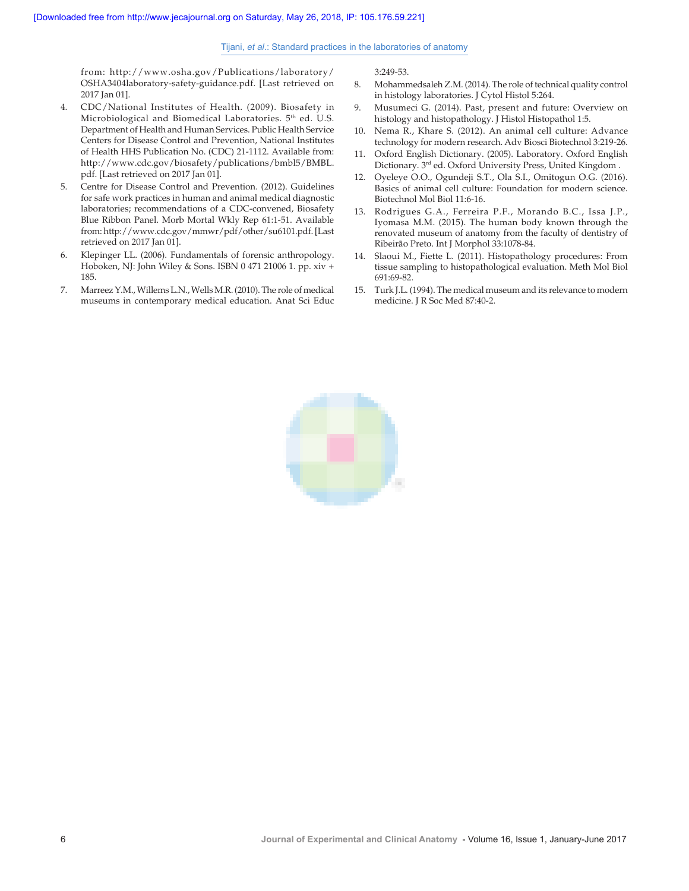from: http://www.osha.gov/Publications/laboratory/OSHA3404laboratory-safety-guidance.pdf. [Last retrieved on 2017 Jan 01].

4. CDC/National Institutes of Health. (2009). Biosafety in Microbiological and Biomedical Laboratories. 5th ed. U.S. Department of Health and Human Services. Public Health Service Centers for Disease Control and Prevention, National Institutes of Health HHS Publication No. (CDC) 21-1112. Available from: http://www.cdc.gov/biosafety/publications/bmbl5/BMBL.pdf. [Last retrieved on 2017 Jan 01].
5. Centre for Disease Control and Prevention. (2012). Guidelines for safe work practices in human and animal medical diagnostic laboratories; recommendations of a CDC-convened, Biosafety Blue Ribbon Panel. Morb Mortal Wkly Rep 61:1-51. Available from: http://www.cdc.gov/mmwr/pdf/other/su6101.pdf. [Last retrieved on 2017 Jan 01].
6. Klepinger LL. (2006). Fundamentals of forensic anthropology. Hoboken, NJ: John Wiley & Sons. ISBN 0 471 21006 1. pp. xiv + 185.
7. Marreez Y.M., Willems L.N., Wells M.R. (2010). The role of medical museums in contemporary medical education. Anat Sci Educ 3:249-53.
8. Mohammedsaleh Z.M. (2014). The role of technical quality control in histology laboratories. J Cytol Histol 5:264.
9. Musumeci G. (2014). Past, present and future: Overview on histology and histopathology. J Histol Histopathol 1:5.
10. Nema R., Khare S. (2012). An animal cell culture: Advance technology for modern research. Adv Biosci Biotechnol 3:219-26.
11. Oxford English Dictionary. (2005). Laboratory. Oxford English Dictionary. 3rd ed. Oxford University Press, United Kingdom .
12. Oyeleye O.O., Ogundeji S.T., Ola S.I., Omitogun O.G. (2016). Basics of animal cell culture: Foundation for modern science. Biotechnol Mol Biol 11:6-16.
13. Rodrigues G.A., Ferreira P.F., Morando B.C., Issa J.P., Iyomasa M.M. (2015). The human body known through the renovated museum of anatomy from the faculty of dentistry of Ribeirão Preto. Int J Morphol 33:1078-84.
14. Slaoui M., Fiette L. (2011). Histopathology procedures: From tissue sampling to histopathological evaluation. Meth Mol Biol 691:69-82.
15. Turk J.L. (1994). The medical museum and its relevance to modern medicine. J R Soc Med 87:40-2.